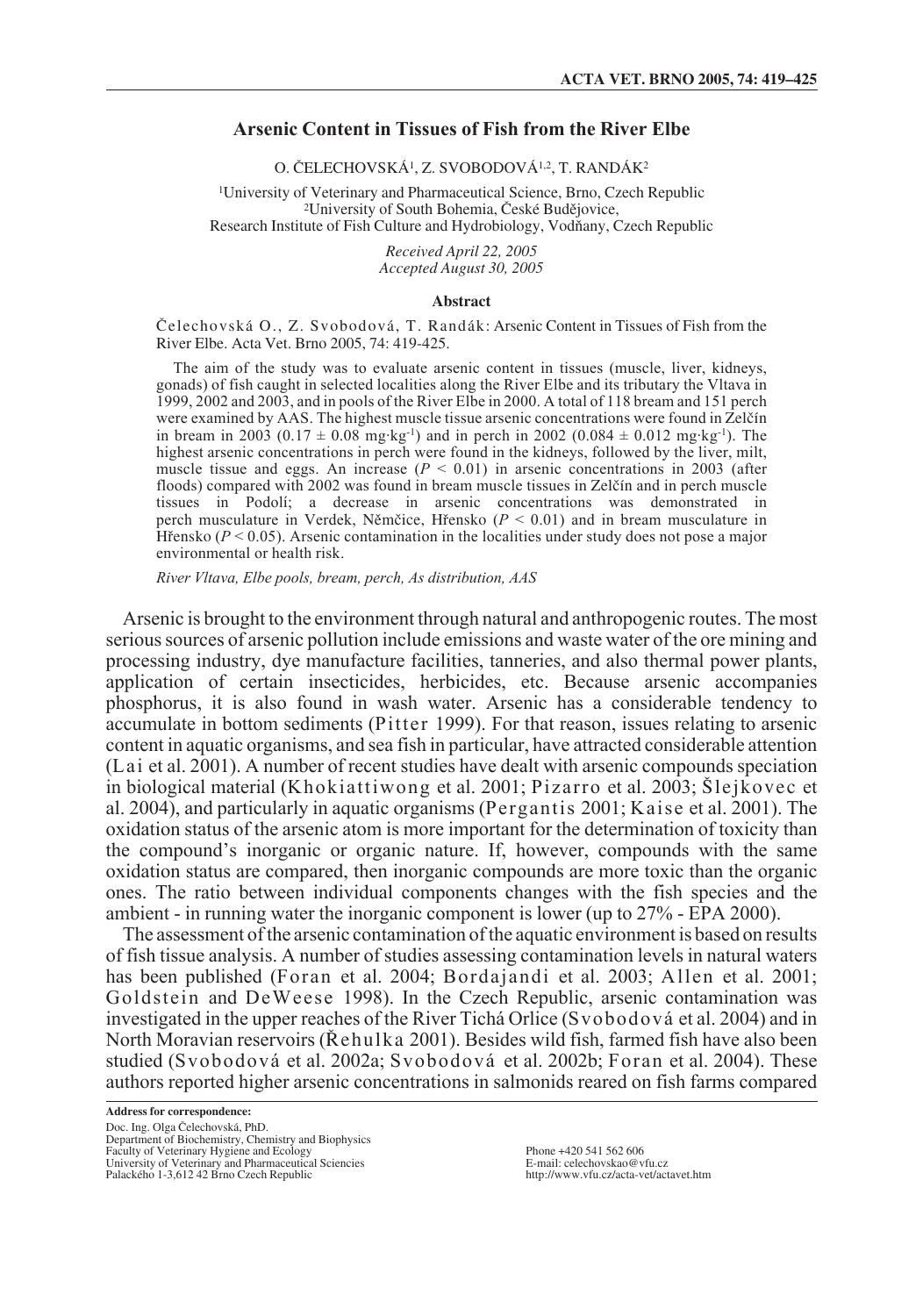# Arsenic Content in Tissues of Fish from the River Elbe

O. ČELECHOVSKÁ[1], Z. SVOBODOVÁ[1,2], T. RANDÁK[2]

[1]University of Veterinary and Pharmaceutical Science, Brno, Czech Republic
[2]University of South Bohemia, České Budějovice,
Research Institute of Fish Culture and Hydrobiology, Vodňany, Czech Republic

*Received April 22, 2005*
*Accepted August 30, 2005*

## Abstract

Čelechovská O., Z. Svobodová, T. Randák: Arsenic Content in Tissues of Fish from the River Elbe. Acta Vet. Brno 2005, 74: 419-425.

The aim of the study was to evaluate arsenic content in tissues (muscle, liver, kidneys, gonads) of fish caught in selected localities along the River Elbe and its tributary the Vltava in 1999, 2002 and 2003, and in pools of the River Elbe in 2000. A total of 118 bream and 151 perch were examined by AAS. The highest muscle tissue arsenic concentrations were found in Zelčín in bream in 2003 ($0.17 \pm 0.08$ mg·kg$^{-1}$) and in perch in 2002 ($0.084 \pm 0.012$ mg·kg$^{-1}$). The highest arsenic concentrations in perch were found in the kidneys, followed by the liver, milt, muscle tissue and eggs. An increase ($P < 0.01$) in arsenic concentrations in 2003 (after floods) compared with 2002 was found in bream muscle tissues in Zelčín and in perch muscle tissues in Podolí; a decrease in arsenic concentrations was demonstrated in perch musculature in Verdek, Němčice, Hřensko ($P < 0.01$) and in bream musculature in Hřensko ($P < 0.05$). Arsenic contamination in the localities under study does not pose a major environmental or health risk.

*River Vltava, Elbe pools, bream, perch, As distribution, AAS*

Arsenic is brought to the environment through natural and anthropogenic routes. The most serious sources of arsenic pollution include emissions and waste water of the ore mining and processing industry, dye manufacture facilities, tanneries, and also thermal power plants, application of certain insecticides, herbicides, etc. Because arsenic accompanies phosphorus, it is also found in wash water. Arsenic has a considerable tendency to accumulate in bottom sediments (Pitter 1999). For that reason, issues relating to arsenic content in aquatic organisms, and sea fish in particular, have attracted considerable attention (Lai et al. 2001). A number of recent studies have dealt with arsenic compounds speciation in biological material (Khokiattiwong et al. 2001; Pizarro et al. 2003; Šlejkovec et al. 2004), and particularly in aquatic organisms (Pergantis 2001; Kaise et al. 2001). The oxidation status of the arsenic atom is more important for the determination of toxicity than the compound's inorganic or organic nature. If, however, compounds with the same oxidation status are compared, then inorganic compounds are more toxic than the organic ones. The ratio between individual components changes with the fish species and the ambient - in running water the inorganic component is lower (up to 27% - EPA 2000).

The assessment of the arsenic contamination of the aquatic environment is based on results of fish tissue analysis. A number of studies assessing contamination levels in natural waters has been published (Foran et al. 2004; Bordajandi et al. 2003; Allen et al. 2001; Goldstein and DeWeese 1998). In the Czech Republic, arsenic contamination was investigated in the upper reaches of the River Tichá Orlice (Svobodová et al. 2004) and in North Moravian reservoirs (Řehulka 2001). Besides wild fish, farmed fish have also been studied (Svobodová et al. 2002a; Svobodová et al. 2002b; Foran et al. 2004). These authors reported higher arsenic concentrations in salmonids reared on fish farms compared

---

**Address for correspondence:**
Doc. Ing. Olga Čelechovská, PhD.
Department of Biochemistry, Chemistry and Biophysics
Faculty of Veterinary Hygiene and Ecology
University of Veterinary and Pharmaceutical Sciencies
Palackého 1-3,612 42 Brno Czech Republic

Phone +420 541 562 606
E-mail: celechovskao@vfu.cz
http://www.vfu.cz/acta-vet/actavet.htm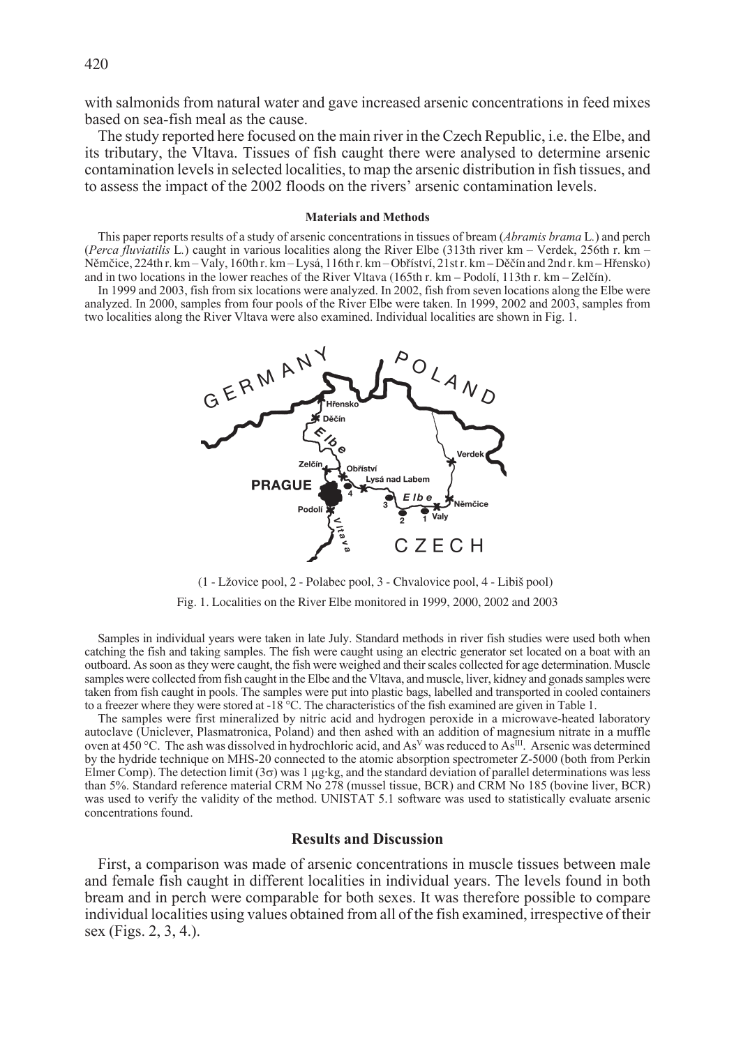with salmonids from natural water and gave increased arsenic concentrations in feed mixes based on sea-fish meal as the cause.

The study reported here focused on the main river in the Czech Republic, i.e. the Elbe, and its tributary, the Vltava. Tissues of fish caught there were analysed to determine arsenic contamination levels in selected localities, to map the arsenic distribution in fish tissues, and to assess the impact of the 2002 floods on the rivers' arsenic contamination levels.

## Materials and Methods

This paper reports results of a study of arsenic concentrations in tissues of bream (*Abramis brama* L.) and perch (*Perca fluviatilis* L.) caught in various localities along the River Elbe (313th river km – Verdek, 256th r. km – Němčice, 224th r. km – Valy, 160th r. km – Lysá, 116th r. km – Obříství, 21st r. km – Děčín and 2nd r. km – Hřensko) and in two locations in the lower reaches of the River Vltava (165th r. km – Podolí, 113th r. km – Zelčín).

In 1999 and 2003, fish from six locations were analyzed. In 2002, fish from seven locations along the Elbe were analyzed. In 2000, samples from four pools of the River Elbe were taken. In 1999, 2002 and 2003, samples from two localities along the River Vltava were also examined. Individual localities are shown in Fig. 1.

(1 - Lžovice pool, 2 - Polabec pool, 3 - Chvalovice pool, 4 - Libiš pool)

Fig. 1. Localities on the River Elbe monitored in 1999, 2000, 2002 and 2003

Samples in individual years were taken in late July. Standard methods in river fish studies were used both when catching the fish and taking samples. The fish were caught using an electric generator set located on a boat with an outboard. As soon as they were caught, the fish were weighed and their scales collected for age determination. Muscle samples were collected from fish caught in the Elbe and the Vltava, and muscle, liver, kidney and gonads samples were taken from fish caught in pools. The samples were put into plastic bags, labelled and transported in cooled containers to a freezer where they were stored at -18 °C. The characteristics of the fish examined are given in Table 1.

The samples were first mineralized by nitric acid and hydrogen peroxide in a microwave-heated laboratory autoclave (Uniclever, Plasmatronica, Poland) and then ashed with an addition of magnesium nitrate in a muffle oven at 450 °C. The ash was dissolved in hydrochloric acid, and $As^{V}$ was reduced to $As^{III}$. Arsenic was determined by the hydride technique on MHS-20 connected to the atomic absorption spectrometer Z-5000 (both from Perkin Elmer Comp). The detection limit ($3\sigma$) was 1 µg·kg, and the standard deviation of parallel determinations was less than 5%. Standard reference material CRM No 278 (mussel tissue, BCR) and CRM No 185 (bovine liver, BCR) was used to verify the validity of the method. UNISTAT 5.1 software was used to statistically evaluate arsenic concentrations found.

## Results and Discussion

First, a comparison was made of arsenic concentrations in muscle tissues between male and female fish caught in different localities in individual years. The levels found in both bream and in perch were comparable for both sexes. It was therefore possible to compare individual localities using values obtained from all of the fish examined, irrespective of their sex (Figs. 2, 3, 4.).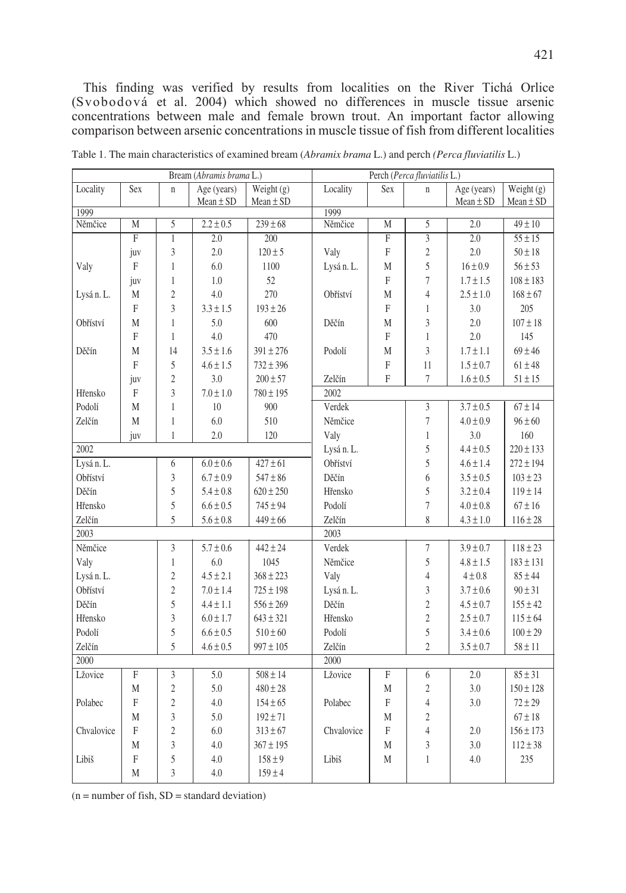This finding was verified by results from localities on the River Tichá Orlice (Svobodová et al. 2004) which showed no differences in muscle tissue arsenic concentrations between male and female brown trout. An important factor allowing comparison between arsenic concentrations in muscle tissue of fish from different localities

Table 1. The main characteristics of examined bream (*Abramix brama* L.) and perch *(Perca fluviatilis* L.)

| Bream (*Abramis brama* L.) | | | | | Perch (*Perca fluviatilis* L.) | | | | |
|---|---|---|---|---|---|---|---|---|---|
| Locality | Sex | n | Age (years) Mean ± SD | Weight (g) Mean ± SD | Locality | Sex | n | Age (years) Mean ± SD | Weight (g) Mean ± SD |
| 1999 | | | | | 1999 | | | | |
| Němčice | M | 5 | 2.2 ± 0.5 | 239 ± 68 | Němčice | M | 5 | 2.0 | 49 ± 10 |
| | F | 1 | 2.0 | 200 | | F | 3 | 2.0 | 55 ± 15 |
| | juv | 3 | 2.0 | 120 ± 5 | Valy | F | 2 | 2.0 | 50 ± 18 |
| Valy | F | 1 | 6.0 | 1100 | Lysá n. L. | M | 5 | 16 ± 0.9 | 56 ± 53 |
| | juv | 1 | 1.0 | 52 | | F | 7 | 1.7 ± 1.5 | 108 ± 183 |
| Lysá n. L. | M | 2 | 4.0 | 270 | Obříství | M | 4 | 2.5 ± 1.0 | 168 ± 67 |
| | F | 3 | 3.3 ± 1.5 | 193 ± 26 | | F | 1 | 3.0 | 205 |
| Obříství | M | 1 | 5.0 | 600 | Děčín | M | 3 | 2.0 | 107 ± 18 |
| | F | 1 | 4.0 | 470 | | F | 1 | 2.0 | 145 |
| Děčín | M | 14 | 3.5 ± 1.6 | 391 ± 276 | Podolí | M | 3 | 1.7 ± 1.1 | 69 ± 46 |
| | F | 5 | 4.6 ± 1.5 | 732 ± 396 | | F | 11 | 1.5 ± 0.7 | 61 ± 48 |
| | juv | 2 | 3.0 | 200 ± 57 | Zelčín | F | 7 | 1.6 ± 0.5 | 51 ± 15 |
| Hřensko | F | 3 | 7.0 ± 1.0 | 780 ± 195 | 2002 | | | | |
| Podolí | M | 1 | 10 | 900 | Verdek | | 3 | 3.7 ± 0.5 | 67 ± 14 |
| Zelčín | M | 1 | 6.0 | 510 | Němčice | | 7 | 4.0 ± 0.9 | 96 ± 60 |
| | juv | 1 | 2.0 | 120 | Valy | | 1 | 3.0 | 160 |
| 2002 | | | | | Lysá n. L. | | 5 | 4.4 ± 0.5 | 220 ± 133 |
| Lysá n. L. | | 6 | 6.0 ± 0.6 | 427 ± 61 | Obříství | | 5 | 4.6 ± 1.4 | 272 ± 194 |
| Obříství | | 3 | 6.7 ± 0.9 | 547 ± 86 | Děčín | | 6 | 3.5 ± 0.5 | 103 ± 23 |
| Děčín | | 5 | 5.4 ± 0.8 | 620 ± 250 | Hřensko | | 5 | 3.2 ± 0.4 | 119 ± 14 |
| Hřensko | | 5 | 6.6 ± 0.5 | 745 ± 94 | Podolí | | 7 | 4.0 ± 0.8 | 67 ± 16 |
| Zelčín | | 5 | 5.6 ± 0.8 | 449 ± 66 | Zelčín | | 8 | 4.3 ± 1.0 | 116 ± 28 |
| 2003 | | | | | 2003 | | | | |
| Němčice | | 3 | 5.7 ± 0.6 | 442 ± 24 | Verdek | | 7 | 3.9 ± 0.7 | 118 ± 23 |
| Valy | | 1 | 6.0 | 1045 | Němčice | | 5 | 4.8 ± 1.5 | 183 ± 131 |
| Lysá n. L. | | 2 | 4.5 ± 2.1 | 368 ± 223 | Valy | | 4 | 4 ± 0.8 | 85 ± 44 |
| Obříství | | 2 | 7.0 ± 1.4 | 725 ± 198 | Lysá n. L. | | 3 | 3.7 ± 0.6 | 90 ± 31 |
| Děčín | | 5 | 4.4 ± 1.1 | 556 ± 269 | Děčín | | 2 | 4.5 ± 0.7 | 155 ± 42 |
| Hřensko | | 3 | 6.0 ± 1.7 | 643 ± 321 | Hřensko | | 2 | 2.5 ± 0.7 | 115 ± 64 |
| Podolí | | 5 | 6.6 ± 0.5 | 510 ± 60 | Podolí | | 5 | 3.4 ± 0.6 | 100 ± 29 |
| Zelčín | | 5 | 4.6 ± 0.5 | 997 ± 105 | Zelčín | | 2 | 3.5 ± 0.7 | 58 ± 11 |
| 2000 | | | | | 2000 | | | | |
| Lžovice | F | 3 | 5.0 | 508 ± 14 | Lžovice | F | 6 | 2.0 | 85 ± 31 |
| | M | 2 | 5.0 | 480 ± 28 | | M | 2 | 3.0 | 150 ± 128 |
| Polabec | F | 2 | 4.0 | 154 ± 65 | Polabec | F | 4 | 3.0 | 72 ± 29 |
| | M | 3 | 5.0 | 192 ± 71 | | M | 2 | | 67 ± 18 |
| Chvalovice | F | 2 | 6.0 | 313 ± 67 | Chvalovice | F | 4 | 2.0 | 156 ± 173 |
| | M | 3 | 4.0 | 367 ± 195 | | M | 3 | 3.0 | 112 ± 38 |
| Libiš | F | 5 | 4.0 | 158 ± 9 | Libiš | M | 1 | 4.0 | 235 |
| | M | 3 | 4.0 | 159 ± 4 | | | | | |

(n = number of fish, SD = standard deviation)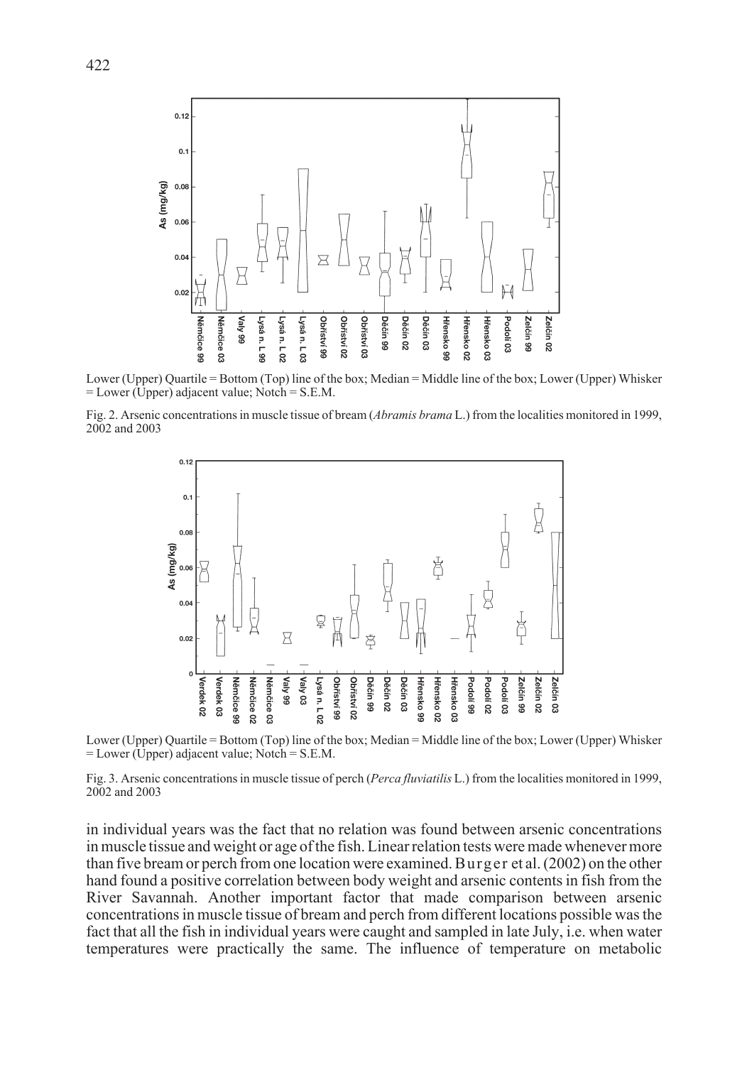Lower (Upper) Quartile = Bottom (Top) line of the box; Median = Middle line of the box; Lower (Upper) Whisker = Lower (Upper) adjacent value; Notch = S.E.M.

Fig. 2. Arsenic concentrations in muscle tissue of bream (*Abramis brama* L.) from the localities monitored in 1999, 2002 and 2003

Lower (Upper) Quartile = Bottom (Top) line of the box; Median = Middle line of the box; Lower (Upper) Whisker = Lower (Upper) adjacent value; Notch = S.E.M.

Fig. 3. Arsenic concentrations in muscle tissue of perch (*Perca fluviatilis* L.) from the localities monitored in 1999, 2002 and 2003

in individual years was the fact that no relation was found between arsenic concentrations in muscle tissue and weight or age of the fish. Linear relation tests were made whenever more than five bream or perch from one location were examined. Burger et al. (2002) on the other hand found a positive correlation between body weight and arsenic contents in fish from the River Savannah. Another important factor that made comparison between arsenic concentrations in muscle tissue of bream and perch from different locations possible was the fact that all the fish in individual years were caught and sampled in late July, i.e. when water temperatures were practically the same. The influence of temperature on metabolic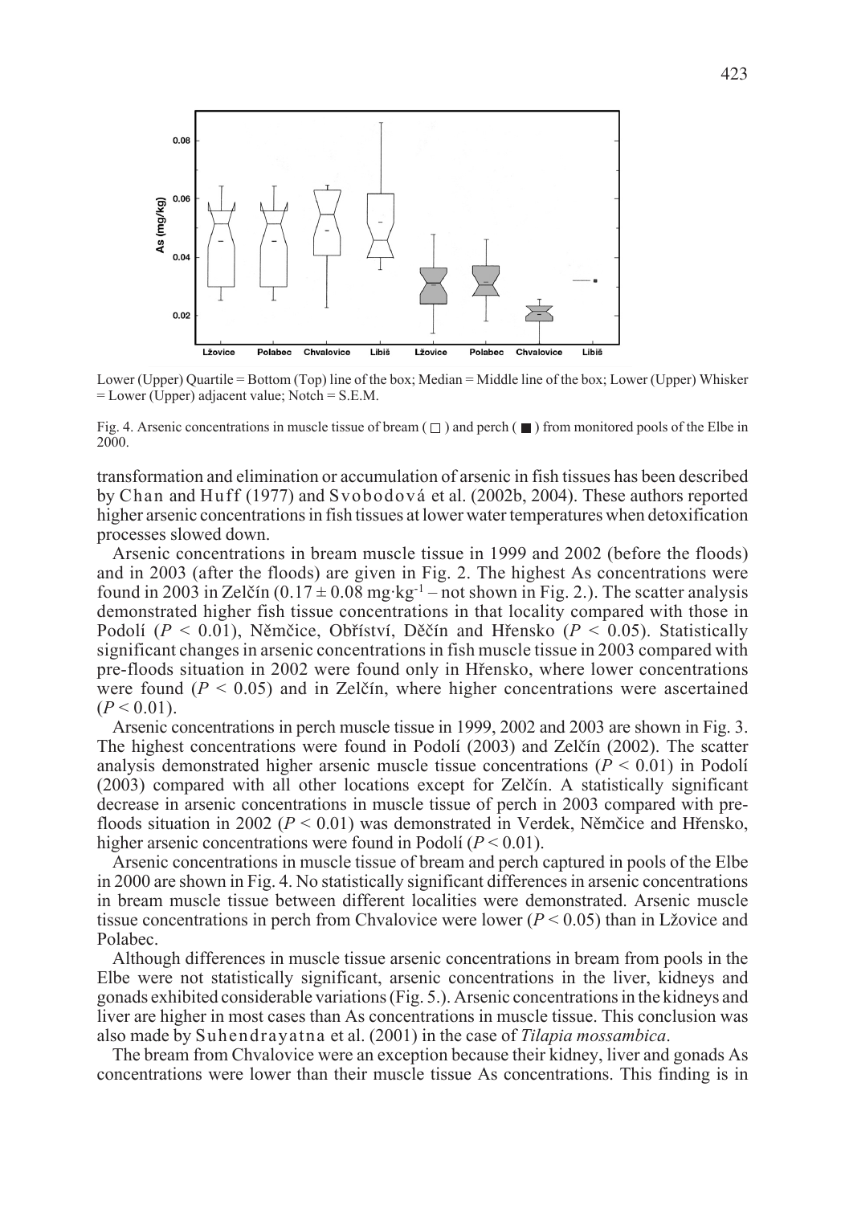Lower (Upper) Quartile = Bottom (Top) line of the box; Median = Middle line of the box; Lower (Upper) Whisker = Lower (Upper) adjacent value; Notch = S.E.M.

Fig. 4. Arsenic concentrations in muscle tissue of bream ( □ ) and perch ( ■ ) from monitored pools of the Elbe in 2000.

transformation and elimination or accumulation of arsenic in fish tissues has been described by Chan and Huff (1977) and Svobodová et al. (2002b, 2004). These authors reported higher arsenic concentrations in fish tissues at lower water temperatures when detoxification processes slowed down.

Arsenic concentrations in bream muscle tissue in 1999 and 2002 (before the floods) and in 2003 (after the floods) are given in Fig. 2. The highest As concentrations were found in 2003 in Zelčín ($0.17 \pm 0.08$ mg·kg$^{-1}$ – not shown in Fig. 2.). The scatter analysis demonstrated higher fish tissue concentrations in that locality compared with those in Podolí ($P < 0.01$), Němčice, Obříství, Děčín and Hřensko ($P < 0.05$). Statistically significant changes in arsenic concentrations in fish muscle tissue in 2003 compared with pre-floods situation in 2002 were found only in Hřensko, where lower concentrations were found ($P < 0.05$) and in Zelčín, where higher concentrations were ascertained ($P < 0.01$).

Arsenic concentrations in perch muscle tissue in 1999, 2002 and 2003 are shown in Fig. 3. The highest concentrations were found in Podolí (2003) and Zelčín (2002). The scatter analysis demonstrated higher arsenic muscle tissue concentrations ($P < 0.01$) in Podolí (2003) compared with all other locations except for Zelčín. A statistically significant decrease in arsenic concentrations in muscle tissue of perch in 2003 compared with pre-floods situation in 2002 ($P < 0.01$) was demonstrated in Verdek, Němčice and Hřensko, higher arsenic concentrations were found in Podolí ($P < 0.01$).

Arsenic concentrations in muscle tissue of bream and perch captured in pools of the Elbe in 2000 are shown in Fig. 4. No statistically significant differences in arsenic concentrations in bream muscle tissue between different localities were demonstrated. Arsenic muscle tissue concentrations in perch from Chvalovice were lower ($P < 0.05$) than in Lžovice and Polabec.

Although differences in muscle tissue arsenic concentrations in bream from pools in the Elbe were not statistically significant, arsenic concentrations in the liver, kidneys and gonads exhibited considerable variations (Fig. 5.). Arsenic concentrations in the kidneys and liver are higher in most cases than As concentrations in muscle tissue. This conclusion was also made by Suhendrayatna et al. (2001) in the case of *Tilapia mossambica*.

The bream from Chvalovice were an exception because their kidney, liver and gonads As concentrations were lower than their muscle tissue As concentrations. This finding is in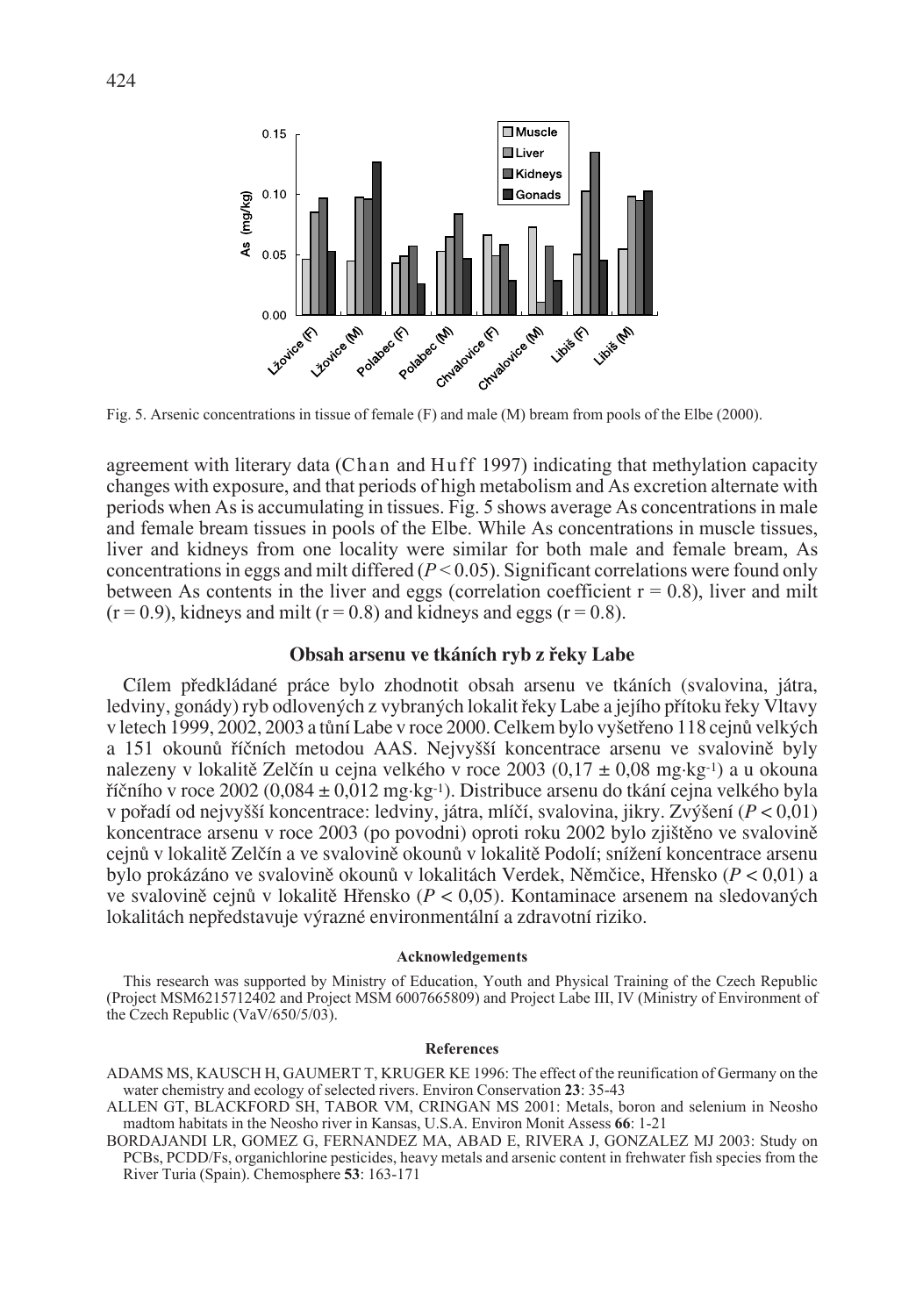Fig. 5. Arsenic concentrations in tissue of female (F) and male (M) bream from pools of the Elbe (2000).

agreement with literary data (Chan and Huff 1997) indicating that methylation capacity changes with exposure, and that periods of high metabolism and As excretion alternate with periods when As is accumulating in tissues. Fig. 5 shows average As concentrations in male and female bream tissues in pools of the Elbe. While As concentrations in muscle tissues, liver and kidneys from one locality were similar for both male and female bream, As concentrations in eggs and milt differed ($P < 0.05$). Significant correlations were found only between As contents in the liver and eggs (correlation coefficient $r = 0.8$), liver and milt ($r = 0.9$), kidneys and milt ($r = 0.8$) and kidneys and eggs ($r = 0.8$).

## Obsah arsenu ve tkáních ryb z řeky Labe

Cílem předkládané práce bylo zhodnotit obsah arsenu ve tkáních (svalovina, játra, ledviny, gonády) ryb odlovených z vybraných lokalit řeky Labe a jejího přítoku řeky Vltavy v letech 1999, 2002, 2003 a tůní Labe v roce 2000. Celkem bylo vyšetřeno 118 cejnů velkých a 151 okounů říčních metodou AAS. Nejvyšší koncentrace arsenu ve svalovině byly nalezeny v lokalitě Zelčín u cejna velkého v roce 2003 ($0{,}17 \pm 0{,}08$ mg·kg$^{-1}$) a u okouna říčního v roce 2002 ($0{,}084 \pm 0{,}012$ mg·kg$^{-1}$). Distribuce arsenu do tkání cejna velkého byla v pořadí od nejvyšší koncentrace: ledviny, játra, mlíčí, svalovina, jikry. Zvýšení ($P < 0{,}01$) koncentrace arsenu v roce 2003 (po povodni) oproti roku 2002 bylo zjištěno ve svalovině cejnů v lokalitě Zelčín a ve svalovině okounů v lokalitě Podolí; snížení koncentrace arsenu bylo prokázáno ve svalovině okounů v lokalitách Verdek, Němčice, Hřensko ($P < 0{,}01$) a ve svalovině cejnů v lokalitě Hřensko ($P < 0{,}05$). Kontaminace arsenem na sledovaných lokalitách nepředstavuje výrazné environmentální a zdravotní riziko.

#### Acknowledgements

This research was supported by Ministry of Education, Youth and Physical Training of the Czech Republic (Project MSM6215712402 and Project MSM 6007665809) and Project Labe III, IV (Ministry of Environment of the Czech Republic (VaV/650/5/03).

#### References

ADAMS MS, KAUSCH H, GAUMERT T, KRUGER KE 1996: The effect of the reunification of Germany on the water chemistry and ecology of selected rivers. Environ Conservation **23**: 35-43

ALLEN GT, BLACKFORD SH, TABOR VM, CRINGAN MS 2001: Metals, boron and selenium in Neosho madtom habitats in the Neosho river in Kansas, U.S.A. Environ Monit Assess **66**: 1-21

BORDAJANDI LR, GOMEZ G, FERNANDEZ MA, ABAD E, RIVERA J, GONZALEZ MJ 2003: Study on PCBs, PCDD/Fs, organichlorine pesticides, heavy metals and arsenic content in frehwater fish species from the River Turia (Spain). Chemosphere **53**: 163-171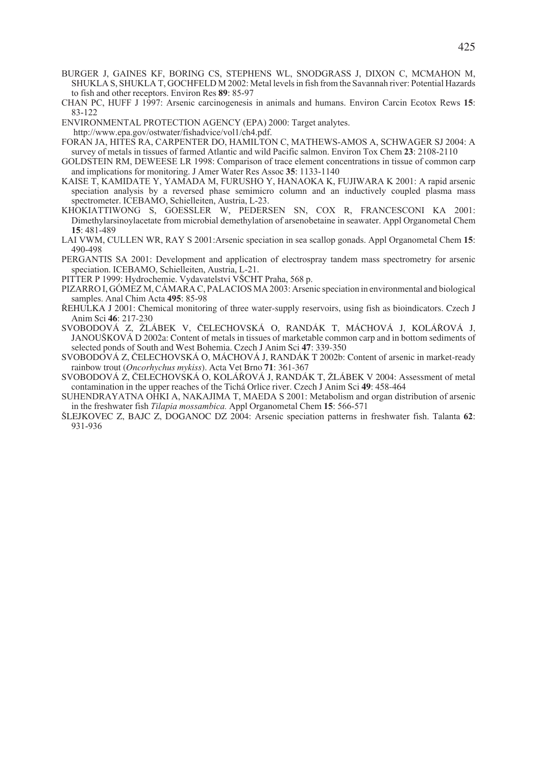BURGER J, GAINES KF, BORING CS, STEPHENS WL, SNODGRASS J, DIXON C, MCMAHON M, SHUKLA S, SHUKLA T, GOCHFELD M 2002: Metal levels in fish from the Savannah river: Potential Hazards to fish and other receptors. Environ Res **89**: 85-97

CHAN PC, HUFF J 1997: Arsenic carcinogenesis in animals and humans. Environ Carcin Ecotox Rews **15**: 83-122

ENVIRONMENTAL PROTECTION AGENCY (EPA) 2000: Target analytes. http://www.epa.gov/ostwater/fishadvice/vol1/ch4.pdf.

FORAN JA, HITES RA, CARPENTER DO, HAMILTON C, MATHEWS-AMOS A, SCHWAGER SJ 2004: A survey of metals in tissues of farmed Atlantic and wild Pacific salmon. Environ Tox Chem **23**: 2108-2110

GOLDSTEIN RM, DEWEESE LR 1998: Comparison of trace element concentrations in tissue of common carp and implications for monitoring. J Amer Water Res Assoc **35**: 1133-1140

KAISE T, KAMIDATE Y, YAMADA M, FURUSHO Y, HANAOKA K, FUJIWARA K 2001: A rapid arsenic speciation analysis by a reversed phase semimicro column and an inductively coupled plasma mass spectrometer. ICEBAMO, Schielleiten, Austria, L-23.

KHOKIATTIWONG S, GOESSLER W, PEDERSEN SN, COX R, FRANCESCONI KA 2001: Dimethylarsinoylacetate from microbial demethylation of arsenobetaine in seawater. Appl Organometal Chem **15**: 481-489

LAI VWM, CULLEN WR, RAY S 2001:Arsenic speciation in sea scallop gonads. Appl Organometal Chem **15**: 490-498

PERGANTIS SA 2001: Development and application of electrospray tandem mass spectrometry for arsenic speciation. ICEBAMO, Schielleiten, Austria, L-21.

PITTER P 1999: Hydrochemie. Vydavatelství VŠCHT Praha, 568 p.

PIZARRO I, GÓMEZ M, CÁMARA C, PALACIOS MA 2003: Arsenic speciation in environmental and biological samples. Anal Chim Acta **495**: 85-98

ŘEHULKA J 2001: Chemical monitoring of three water-supply reservoirs, using fish as bioindicators. Czech J Anim Sci **46**: 217-230

SVOBODOVÁ Z, ŽLÁBEK V, ČELECHOVSKÁ O, RANDÁK T, MÁCHOVÁ J, KOLÁŘOVÁ J, JANOUŠKOVÁ D 2002a: Content of metals in tissues of marketable common carp and in bottom sediments of selected ponds of South and West Bohemia. Czech J Anim Sci **47**: 339-350

SVOBODOVÁ Z, ČELECHOVSKÁ O, MÁCHOVÁ J, RANDÁK T 2002b: Content of arsenic in market-ready rainbow trout (*Oncorhychus mykiss*). Acta Vet Brno **71**: 361-367

SVOBODOVÁ Z, ČELECHOVSKÁ O, KOLÁŘOVÁ J, RANDÁK T, ŽLÁBEK V 2004: Assessment of metal contamination in the upper reaches of the Tichá Orlice river. Czech J Anim Sci **49**: 458-464

SUHENDRAYATNA OHKI A, NAKAJIMA T, MAEDA S 2001: Metabolism and organ distribution of arsenic in the freshwater fish *Tilapia mossambica.* Appl Organometal Chem **15**: 566-571

ŠLEJKOVEC Z, BAJC Z, DOGANOC DZ 2004: Arsenic speciation patterns in freshwater fish. Talanta **62**: 931-936